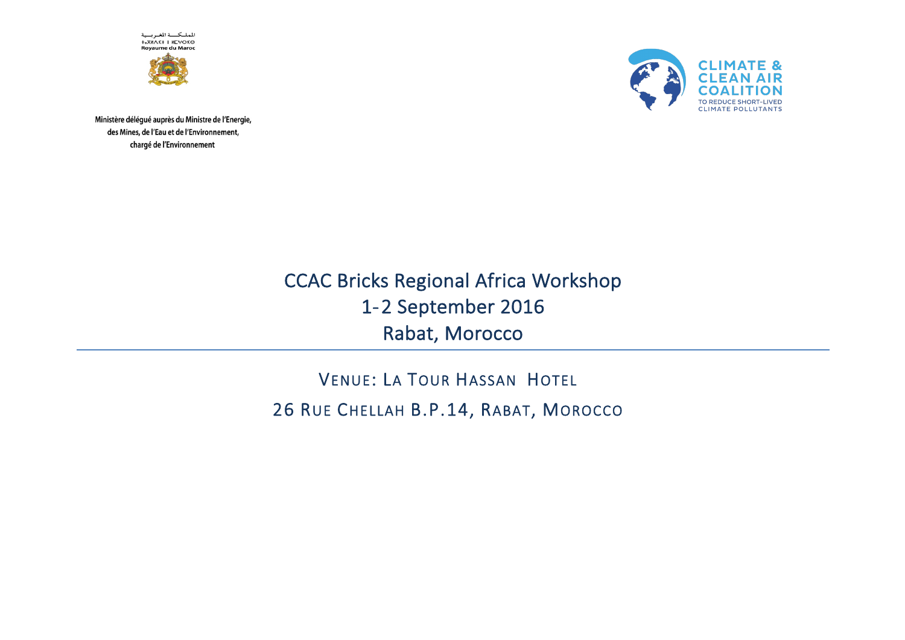المملكة المغربية
ⵜⴰⴳⵍⴷⵉⵜ ⵏ ⵍⵎⵖⵔⵉⴱ
Royaume du Maroc

Ministère délégué auprès du Ministre de l'Energie, des Mines, de l'Eau et de l'Environnement, chargé de l'Environnement

CLIMATE & CLEAN AIR COALITION
TO REDUCE SHORT-LIVED CLIMATE POLLUTANTS

# CCAC Bricks Regional Africa Workshop
# 1-2 September 2016
# Rabat, Morocco

---

## VENUE: LA TOUR HASSAN HOTEL

## 26 RUE CHELLAH B.P.14, RABAT, MOROCCO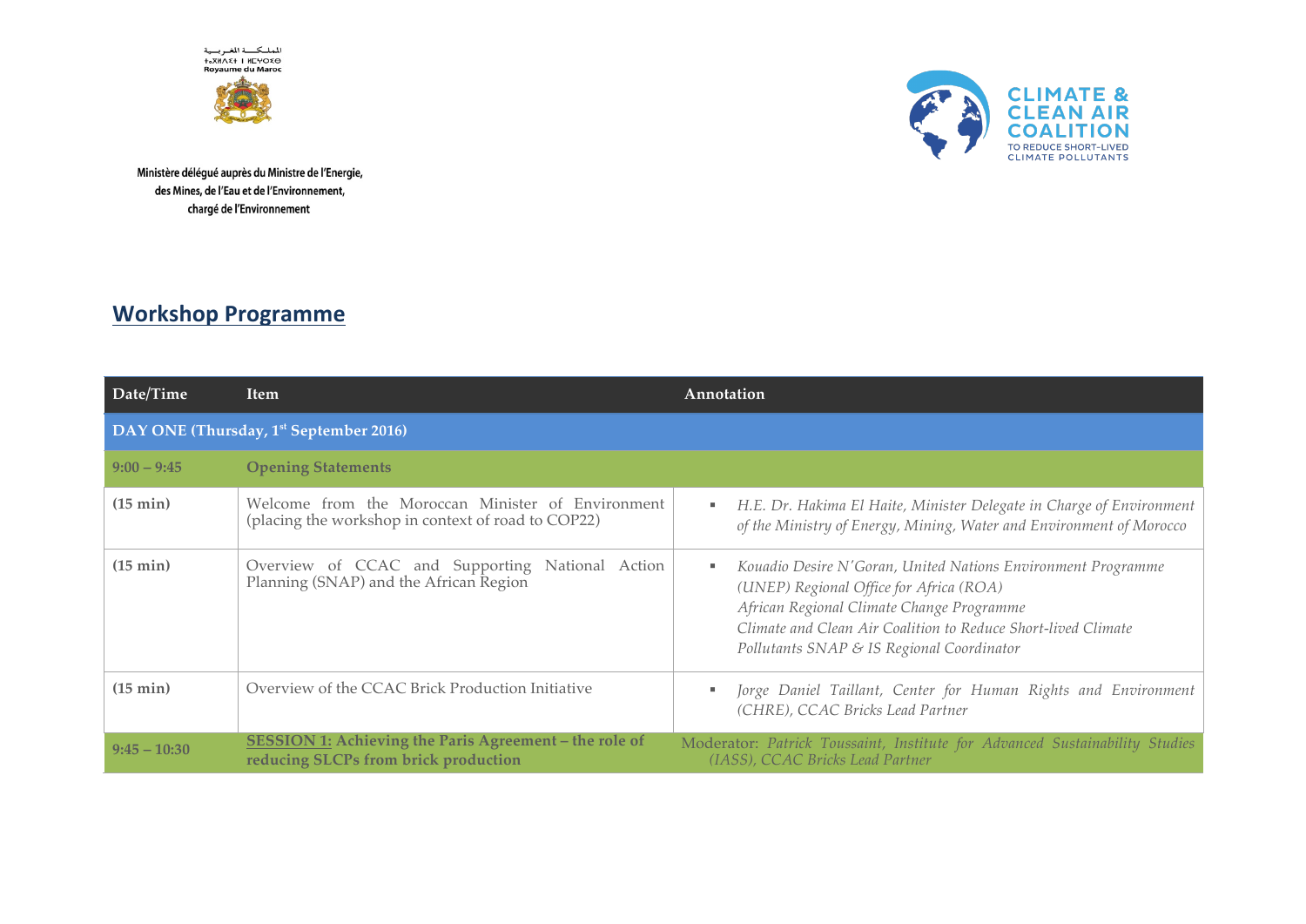المملكة المغربية
ⵜⴰⴳⵍⴷⵉⵜ ⵏ ⵍⵎⵖⵔⵉⴱ
Royaume du Maroc

Ministère délégué auprès du Ministre de l'Energie, des Mines, de l'Eau et de l'Environnement, chargé de l'Environnement

CLIMATE & CLEAN AIR COALITION TO REDUCE SHORT-LIVED CLIMATE POLLUTANTS

## Workshop Programme

| Date/Time | Item | Annotation |
|---|---|---|
| **DAY ONE (Thursday, 1st September 2016)** | | |
| **9:00 – 9:45** | **Opening Statements** | |
| **(15 min)** | Welcome from the Moroccan Minister of Environment (placing the workshop in context of road to COP22) | ▪ *H.E. Dr. Hakima El Haite, Minister Delegate in Charge of Environment of the Ministry of Energy, Mining, Water and Environment of Morocco* |
| **(15 min)** | Overview of CCAC and Supporting National Action Planning (SNAP) and the African Region | ▪ *Kouadio Desire N'Goran, United Nations Environment Programme (UNEP) Regional Office for Africa (ROA)* *African Regional Climate Change Programme* *Climate and Clean Air Coalition to Reduce Short-lived Climate Pollutants SNAP & IS Regional Coordinator* |
| **(15 min)** | Overview of the CCAC Brick Production Initiative | ▪ *Jorge Daniel Taillant, Center for Human Rights and Environment (CHRE), CCAC Bricks Lead Partner* |
| **9:45 – 10:30** | **SESSION 1: Achieving the Paris Agreement – the role of reducing SLCPs from brick production** | Moderator: *Patrick Toussaint, Institute for Advanced Sustainability Studies (IASS), CCAC Bricks Lead Partner* |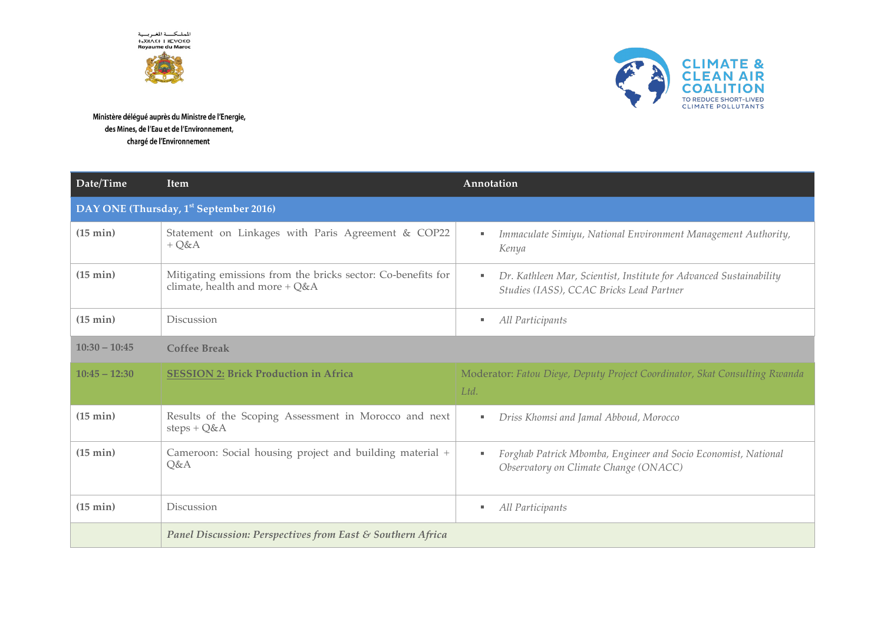المملكة المغربية
ⵜⴰⴳⵍⴷⵉⵜ ⵏ ⵍⵎⵖⵔⵉⴱ
Royaume du Maroc

Ministère délégué auprès du Ministre de l'Energie, des Mines, de l'Eau et de l'Environnement, chargé de l'Environnement

CLIMATE & CLEAN AIR COALITION
TO REDUCE SHORT-LIVED CLIMATE POLLUTANTS

| Date/Time | Item | Annotation |
|---|---|---|
| **DAY ONE (Thursday, 1st September 2016)** | | |
| **(15 min)** | Statement on Linkages with Paris Agreement & COP22 + Q&A | ▪ *Immaculate Simiyu, National Environment Management Authority, Kenya* |
| **(15 min)** | Mitigating emissions from the bricks sector: Co-benefits for climate, health and more + Q&A | ▪ *Dr. Kathleen Mar, Scientist, Institute for Advanced Sustainability Studies (IASS), CCAC Bricks Lead Partner* |
| **(15 min)** | Discussion | ▪ *All Participants* |
| **10:30 – 10:45** | **Coffee Break** | |
| **10:45 – 12:30** | **SESSION 2: Brick Production in Africa** | Moderator: *Fatou Dieye, Deputy Project Coordinator, Skat Consulting Rwanda Ltd.* |
| **(15 min)** | Results of the Scoping Assessment in Morocco and next steps + Q&A | ▪ *Driss Khomsi and Jamal Abboud, Morocco* |
| **(15 min)** | Cameroon: Social housing project and building material + Q&A | ▪ *Forghab Patrick Mbomba, Engineer and Socio Economist, National Observatory on Climate Change (ONACC)* |
| **(15 min)** | Discussion | ▪ *All Participants* |
| | ***Panel Discussion: Perspectives from East & Southern Africa*** | |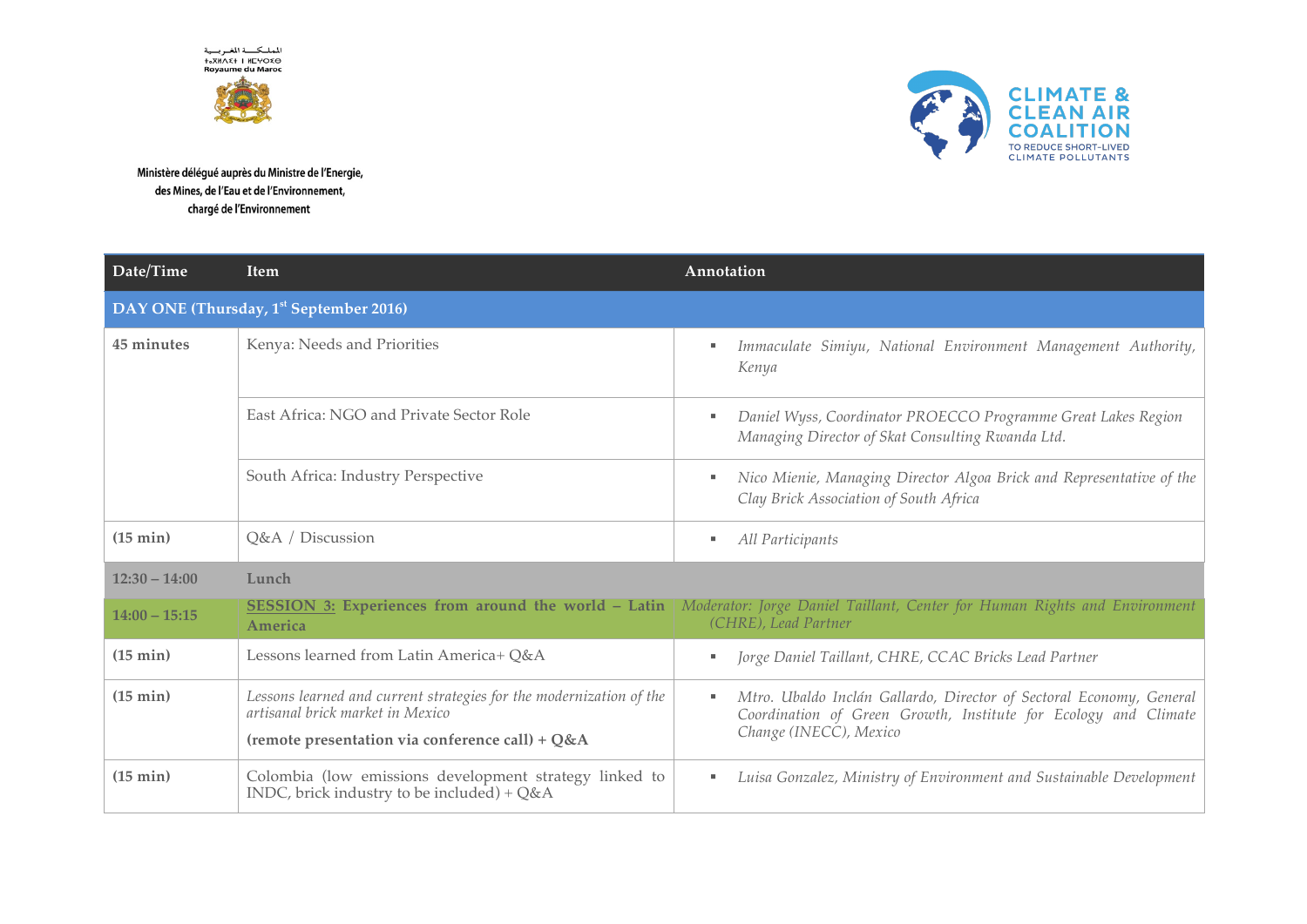المملكة المغربية
ⵜⴰⴳⵍⴷⵉⵜ ⵏ ⵍⵎⵖⵔⵉⴱ
Royaume du Maroc

Ministère délégué auprès du Ministre de l'Energie, des Mines, de l'Eau et de l'Environnement, chargé de l'Environnement

CLIMATE & CLEAN AIR COALITION
TO REDUCE SHORT-LIVED CLIMATE POLLUTANTS

| Date/Time | Item | Annotation |
|---|---|---|
| **DAY ONE (Thursday, 1st September 2016)** | | |
| **45 minutes** | Kenya: Needs and Priorities | ▪ *Immaculate Simiyu, National Environment Management Authority, Kenya* |
| | East Africa: NGO and Private Sector Role | ▪ *Daniel Wyss, Coordinator PROECCO Programme Great Lakes Region Managing Director of Skat Consulting Rwanda Ltd.* |
| | South Africa: Industry Perspective | ▪ *Nico Mienie, Managing Director Algoa Brick and Representative of the Clay Brick Association of South Africa* |
| **(15 min)** | Q&A / Discussion | ▪ *All Participants* |
| **12:30 – 14:00** | **Lunch** | |
| **14:00 – 15:15** | **SESSION 3: Experiences from around the world – Latin America** | *Moderator: Jorge Daniel Taillant, Center for Human Rights and Environment (CHRE), Lead Partner* |
| **(15 min)** | Lessons learned from Latin America+ Q&A | ▪ *Jorge Daniel Taillant, CHRE, CCAC Bricks Lead Partner* |
| **(15 min)** | *Lessons learned and current strategies for the modernization of the artisanal brick market in Mexico* **(remote presentation via conference call) + Q&A** | ▪ *Mtro. Ubaldo Inclán Gallardo, Director of Sectoral Economy, General Coordination of Green Growth, Institute for Ecology and Climate Change (INECC), Mexico* |
| **(15 min)** | Colombia (low emissions development strategy linked to INDC, brick industry to be included) + Q&A | ▪ *Luisa Gonzalez, Ministry of Environment and Sustainable Development* |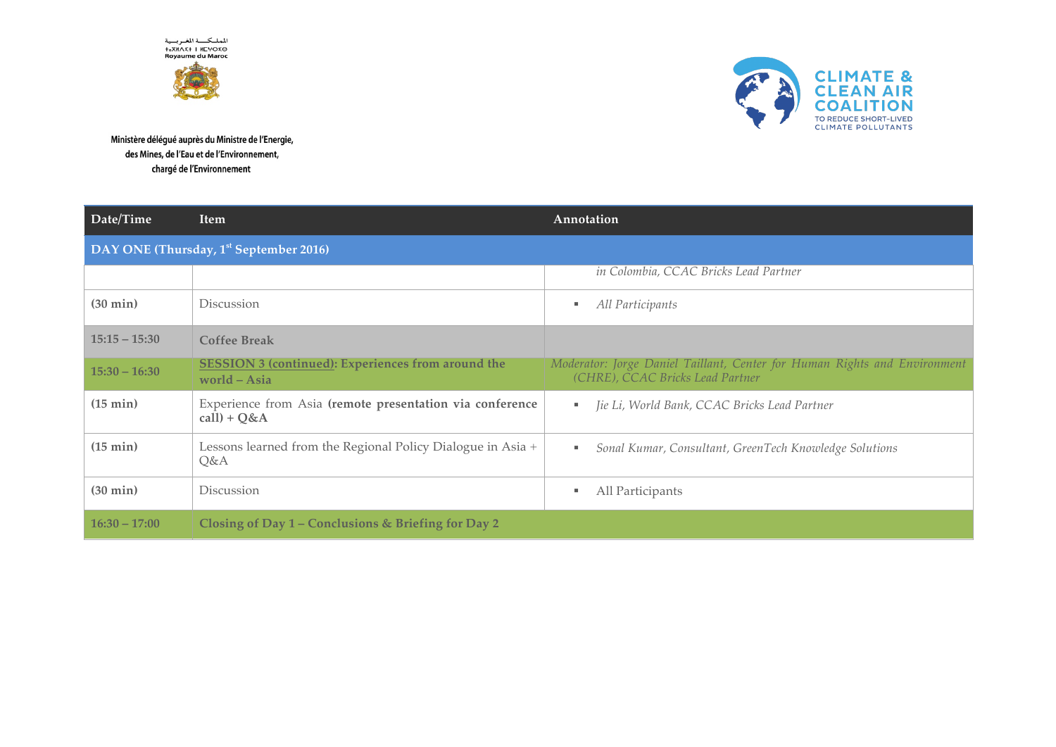المملكة المغربية
ⵜⴰⴳⵍⴷⵉⵜ ⵏ ⵍⵎⵖⵔⵉⴱ
Royaume du Maroc

Ministère délégué auprès du Ministre de l'Energie, des Mines, de l'Eau et de l'Environnement, chargé de l'Environnement

CLIMATE & CLEAN AIR COALITION TO REDUCE SHORT-LIVED CLIMATE POLLUTANTS

| Date/Time | Item | Annotation |
|---|---|---|
| **DAY ONE (Thursday, 1st September 2016)** | | |
| | | *in Colombia, CCAC Bricks Lead Partner* |
| **(30 min)** | Discussion | ▪ *All Participants* |
| **15:15 – 15:30** | **Coffee Break** | |
| **15:30 – 16:30** | **SESSION 3 (continued): Experiences from around the world – Asia** | *Moderator: Jorge Daniel Taillant, Center for Human Rights and Environment (CHRE), CCAC Bricks Lead Partner* |
| **(15 min)** | Experience from Asia **(remote presentation via conference call) + Q&A** | ▪ *Jie Li, World Bank, CCAC Bricks Lead Partner* |
| **(15 min)** | Lessons learned from the Regional Policy Dialogue in Asia + Q&A | ▪ *Sonal Kumar, Consultant, GreenTech Knowledge Solutions* |
| **(30 min)** | Discussion | ▪ All Participants |
| **16:30 – 17:00** | **Closing of Day 1 – Conclusions & Briefing for Day 2** | |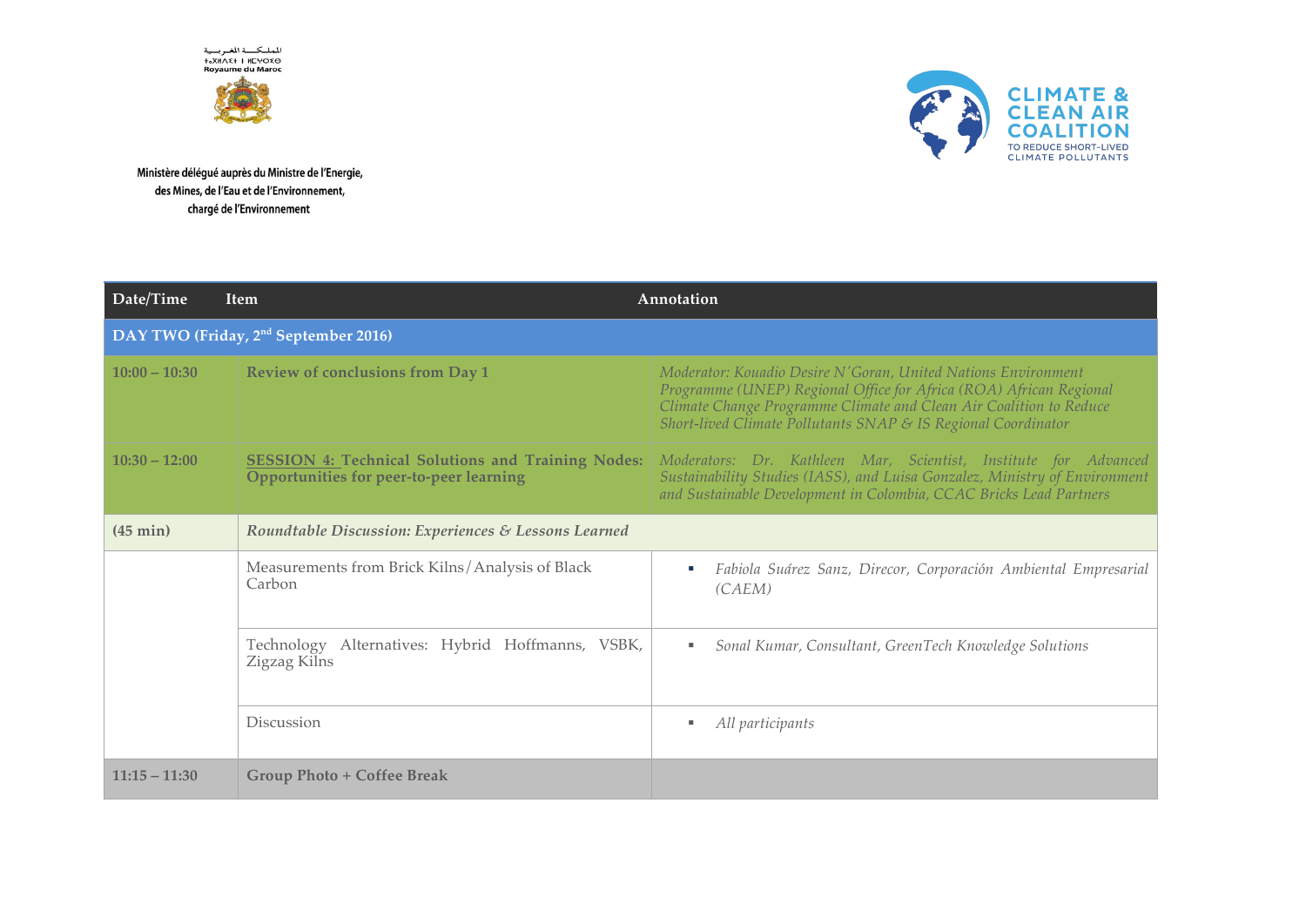المملكة المغربية
ⵜⴰⴳⵍⴷⵉⵜ ⵏ ⵍⵎⵖⵔⵉⴱ
Royaume du Maroc

Ministère délégué auprès du Ministre de l'Energie, des Mines, de l'Eau et de l'Environnement, chargé de l'Environnement

CLIMATE & CLEAN AIR COALITION TO REDUCE SHORT-LIVED CLIMATE POLLUTANTS

| Date/Time | Item | Annotation |
|---|---|---|
| **DAY TWO (Friday, 2nd September 2016)** | | |
| **10:00 – 10:30** | **Review of conclusions from Day 1** | *Moderator: Kouadio Desire N'Goran, United Nations Environment Programme (UNEP) Regional Office for Africa (ROA) African Regional Climate Change Programme Climate and Clean Air Coalition to Reduce Short-lived Climate Pollutants SNAP & IS Regional Coordinator* |
| **10:30 – 12:00** | **SESSION 4: Technical Solutions and Training Nodes: Opportunities for peer-to-peer learning** | *Moderators: Dr. Kathleen Mar, Scientist, Institute for Advanced Sustainability Studies (IASS), and Luisa Gonzalez, Ministry of Environment and Sustainable Development in Colombia, CCAC Bricks Lead Partners* |
| **(45 min)** | ***Roundtable Discussion: Experiences & Lessons Learned*** | |
| | Measurements from Brick Kilns/Analysis of Black Carbon | ▪ *Fabiola Suárez Sanz, Direcor, Corporación Ambiental Empresarial (CAEM)* |
| | Technology Alternatives: Hybrid Hoffmanns, VSBK, Zigzag Kilns | ▪ *Sonal Kumar, Consultant, GreenTech Knowledge Solutions* |
| | Discussion | ▪ *All participants* |
| **11:15 – 11:30** | **Group Photo + Coffee Break** | |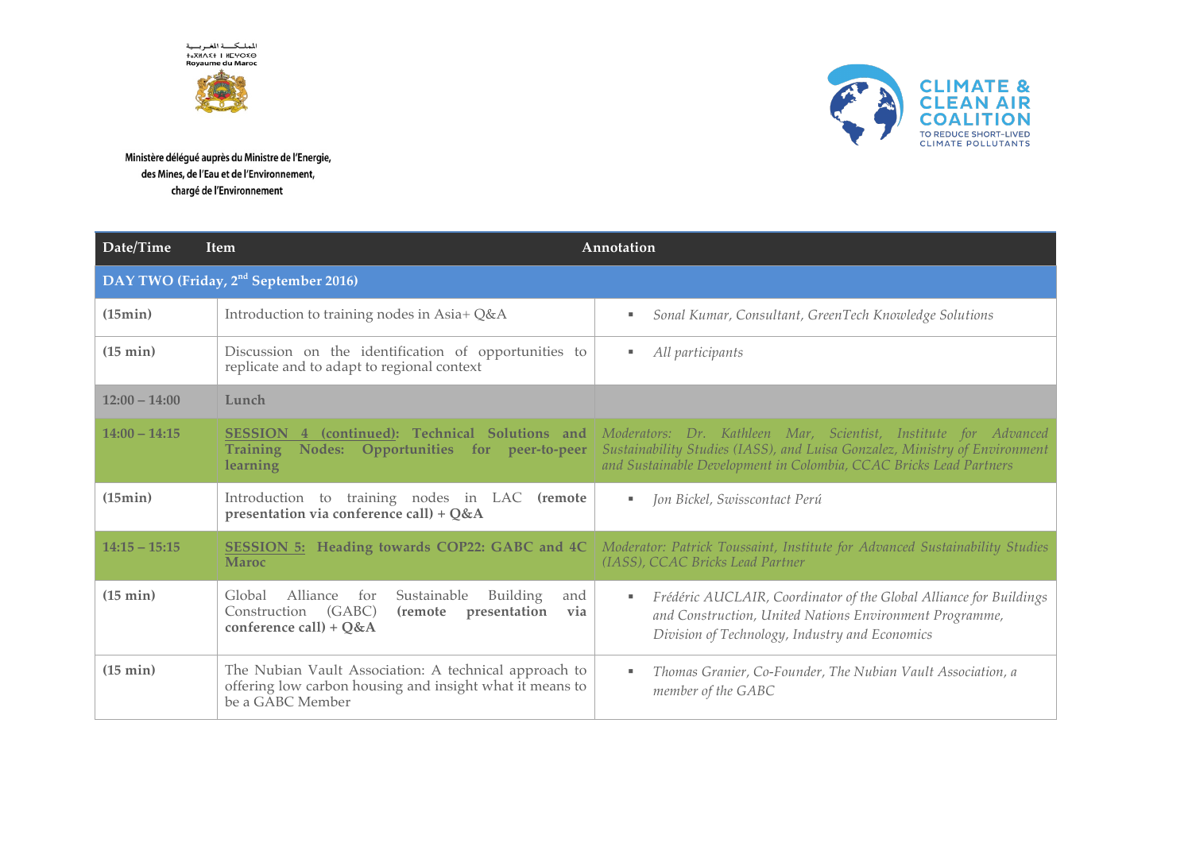المملكة المغربية
ⵜⴰⴳⵍⴷⵉⵜ ⵏ ⵍⵎⵖⵔⵉⴱ
Royaume du Maroc

Ministère délégué auprès du Ministre de l'Energie, des Mines, de l'Eau et de l'Environnement, chargé de l'Environnement

CLIMATE & CLEAN AIR COALITION TO REDUCE SHORT-LIVED CLIMATE POLLUTANTS

| Date/Time | Item | Annotation |
|---|---|---|
| **DAY TWO (Friday, 2nd September 2016)** | | |
| **(15min)** | Introduction to training nodes in Asia+ Q&A | ▪ *Sonal Kumar, Consultant, GreenTech Knowledge Solutions* |
| **(15 min)** | Discussion on the identification of opportunities to replicate and to adapt to regional context | ▪ *All participants* |
| **12:00 – 14:00** | **Lunch** | |
| **14:00 – 14:15** | **SESSION 4 (continued): Technical Solutions and Training Nodes: Opportunities for peer-to-peer learning** | *Moderators: Dr. Kathleen Mar, Scientist, Institute for Advanced Sustainability Studies (IASS), and Luisa Gonzalez, Ministry of Environment and Sustainable Development in Colombia, CCAC Bricks Lead Partners* |
| **(15min)** | Introduction to training nodes in LAC **(remote presentation via conference call) + Q&A** | ▪ *Jon Bickel, Swisscontact Perú* |
| **14:15 – 15:15** | **SESSION 5: Heading towards COP22: GABC and 4C Maroc** | *Moderator: Patrick Toussaint, Institute for Advanced Sustainability Studies (IASS), CCAC Bricks Lead Partner* |
| **(15 min)** | Global Alliance for Sustainable Building and Construction (GABC) **(remote presentation via conference call) + Q&A** | ▪ *Frédéric AUCLAIR, Coordinator of the Global Alliance for Buildings and Construction, United Nations Environment Programme, Division of Technology, Industry and Economics* |
| **(15 min)** | The Nubian Vault Association: A technical approach to offering low carbon housing and insight what it means to be a GABC Member | ▪ *Thomas Granier, Co-Founder, The Nubian Vault Association, a member of the GABC* |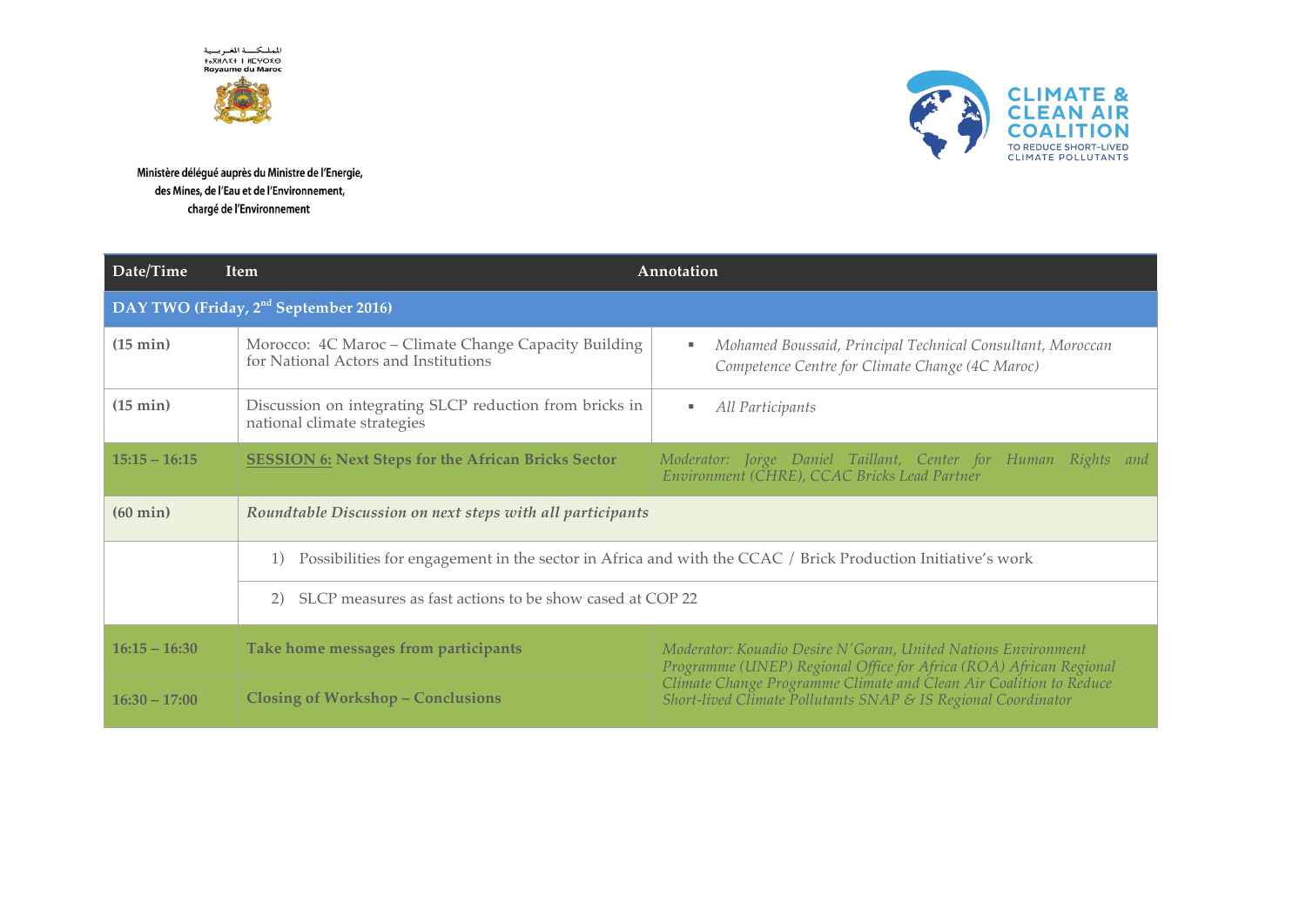المملكــــة المغربيــــة
ⵜⴰⴳⵍⴷⵉⵜ ⵏ ⵍⵎⵖⵔⵉⴱ
Royaume du Maroc

Ministère délégué auprès du Ministre de l'Energie, des Mines, de l'Eau et de l'Environnement, chargé de l'Environnement

CLIMATE & CLEAN AIR COALITION
TO REDUCE SHORT-LIVED CLIMATE POLLUTANTS

| Date/Time | Item | Annotation |
|---|---|---|
| **DAY TWO (Friday, 2nd September 2016)** | | |
| **(15 min)** | Morocco: 4C Maroc – Climate Change Capacity Building for National Actors and Institutions | ▪ *Mohamed Boussaid, Principal Technical Consultant, Moroccan Competence Centre for Climate Change (4C Maroc)* |
| **(15 min)** | Discussion on integrating SLCP reduction from bricks in national climate strategies | ▪ *All Participants* |
| **15:15 – 16:15** | **SESSION 6: Next Steps for the African Bricks Sector** | *Moderator: Jorge Daniel Taillant, Center for Human Rights and Environment (CHRE), CCAC Bricks Lead Partner* |
| **(60 min)** | ***Roundtable Discussion on next steps with all participants*** | |
| | 1) Possibilities for engagement in the sector in Africa and with the CCAC / Brick Production Initiative's work | |
| | 2) SLCP measures as fast actions to be show cased at COP 22 | |
| **16:15 – 16:30** | **Take home messages from participants** | *Moderator: Kouadio Desire N'Goran, United Nations Environment Programme (UNEP) Regional Office for Africa (ROA) African Regional Climate Change Programme Climate and Clean Air Coalition to Reduce Short-lived Climate Pollutants SNAP & IS Regional Coordinator* |
| **16:30 – 17:00** | **Closing of Workshop – Conclusions** | |